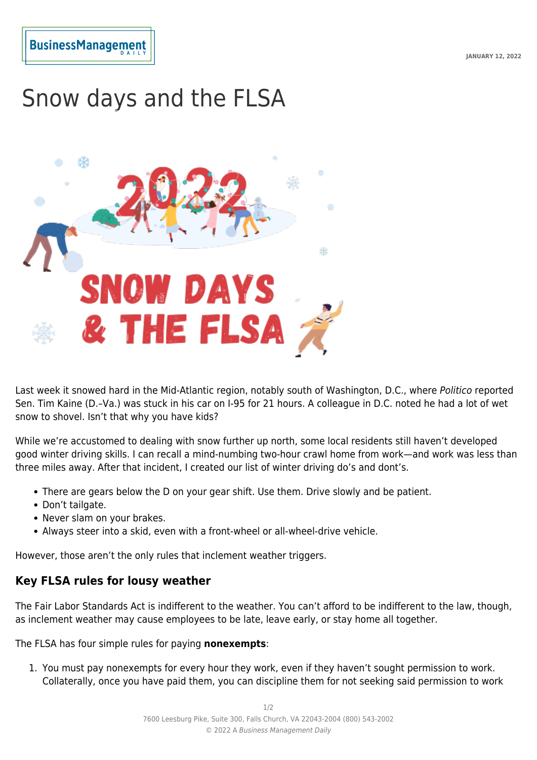# Snow days and the FLSA

Last week it snowed hard in the Mid-Atlantic region, notably south of Washington, D.C., where *Politico* reported Sen. Tim Kaine (D.–Va.) was stuck in his car on I-95 for 21 hours. A colleague in D.C. noted he had a lot of wet snow to shovel. Isn't that why you have kids?

While we're accustomed to dealing with snow further up north, some local residents still haven't developed good winter driving skills. I can recall a mind-numbing two-hour crawl home from work—and work was less than three miles away. After that incident, I created our list of winter driving do's and dont's.

- There are gears below the D on your gear shift. Use them. Drive slowly and be patient.
- Don't tailgate.
- Never slam on your brakes.
- Always steer into a skid, even with a front-wheel or all-wheel-drive vehicle.

However, those aren't the only rules that inclement weather triggers.

## Key FLSA rules for lousy weather

The Fair Labor Standards Act is indifferent to the weather. You can't afford to be indifferent to the law, though, as inclement weather may cause employees to be late, leave early, or stay home all together.

The FLSA has four simple rules for paying **nonexempts**:

1. You must pay nonexempts for every hour they work, even if they haven't sought permission to work. Collaterally, once you have paid them, you can discipline them for not seeking said permission to work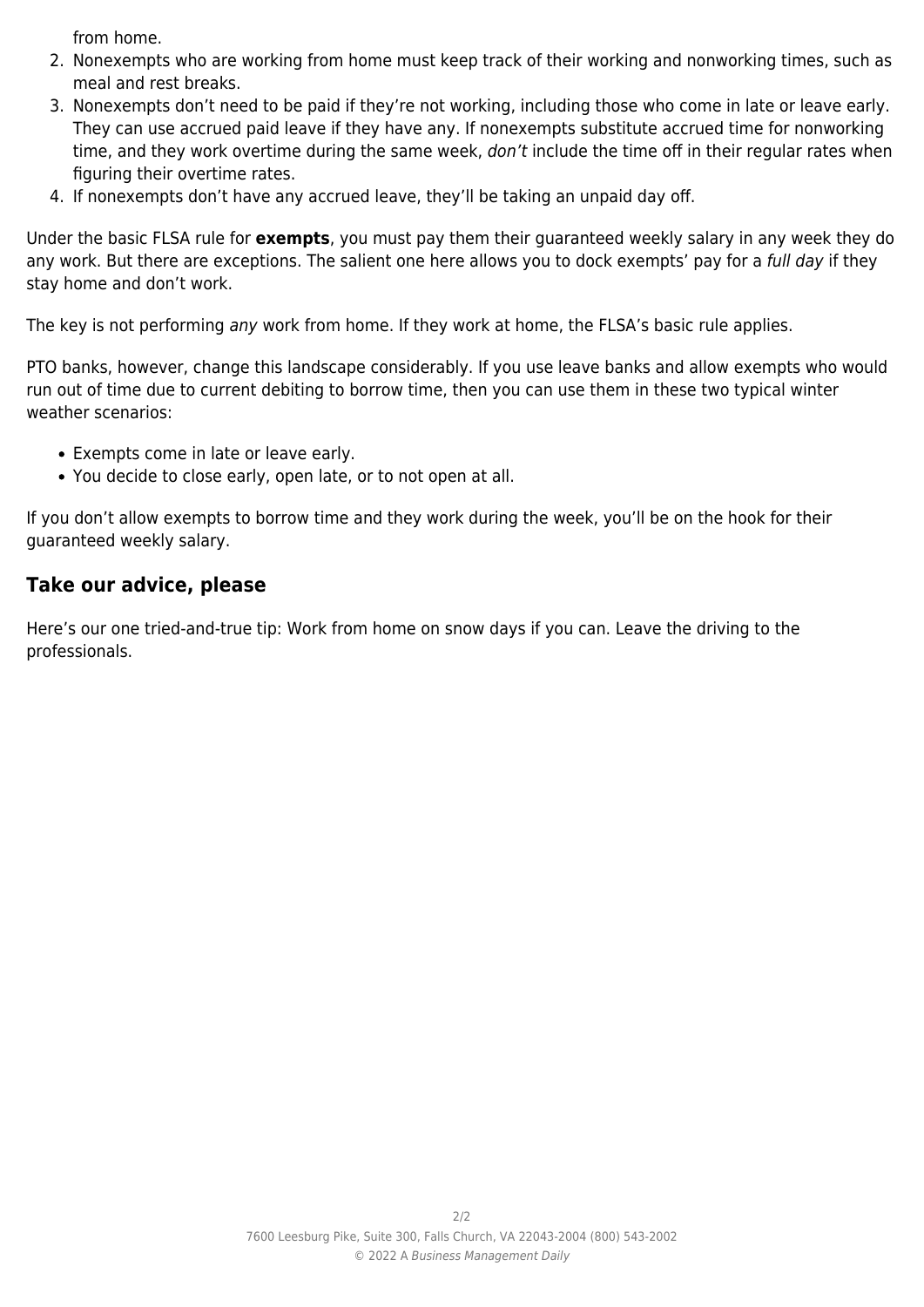from home.

2. Nonexempts who are working from home must keep track of their working and nonworking times, such as meal and rest breaks.
3. Nonexempts don't need to be paid if they're not working, including those who come in late or leave early. They can use accrued paid leave if they have any. If nonexempts substitute accrued time for nonworking time, and they work overtime during the same week, *don't* include the time off in their regular rates when figuring their overtime rates.
4. If nonexempts don't have any accrued leave, they'll be taking an unpaid day off.

Under the basic FLSA rule for **exempts**, you must pay them their guaranteed weekly salary in any week they do any work. But there are exceptions. The salient one here allows you to dock exempts' pay for a *full day* if they stay home and don't work.

The key is not performing *any* work from home. If they work at home, the FLSA's basic rule applies.

PTO banks, however, change this landscape considerably. If you use leave banks and allow exempts who would run out of time due to current debiting to borrow time, then you can use them in these two typical winter weather scenarios:

- Exempts come in late or leave early.
- You decide to close early, open late, or to not open at all.

If you don't allow exempts to borrow time and they work during the week, you'll be on the hook for their guaranteed weekly salary.

## Take our advice, please

Here's our one tried-and-true tip: Work from home on snow days if you can. Leave the driving to the professionals.